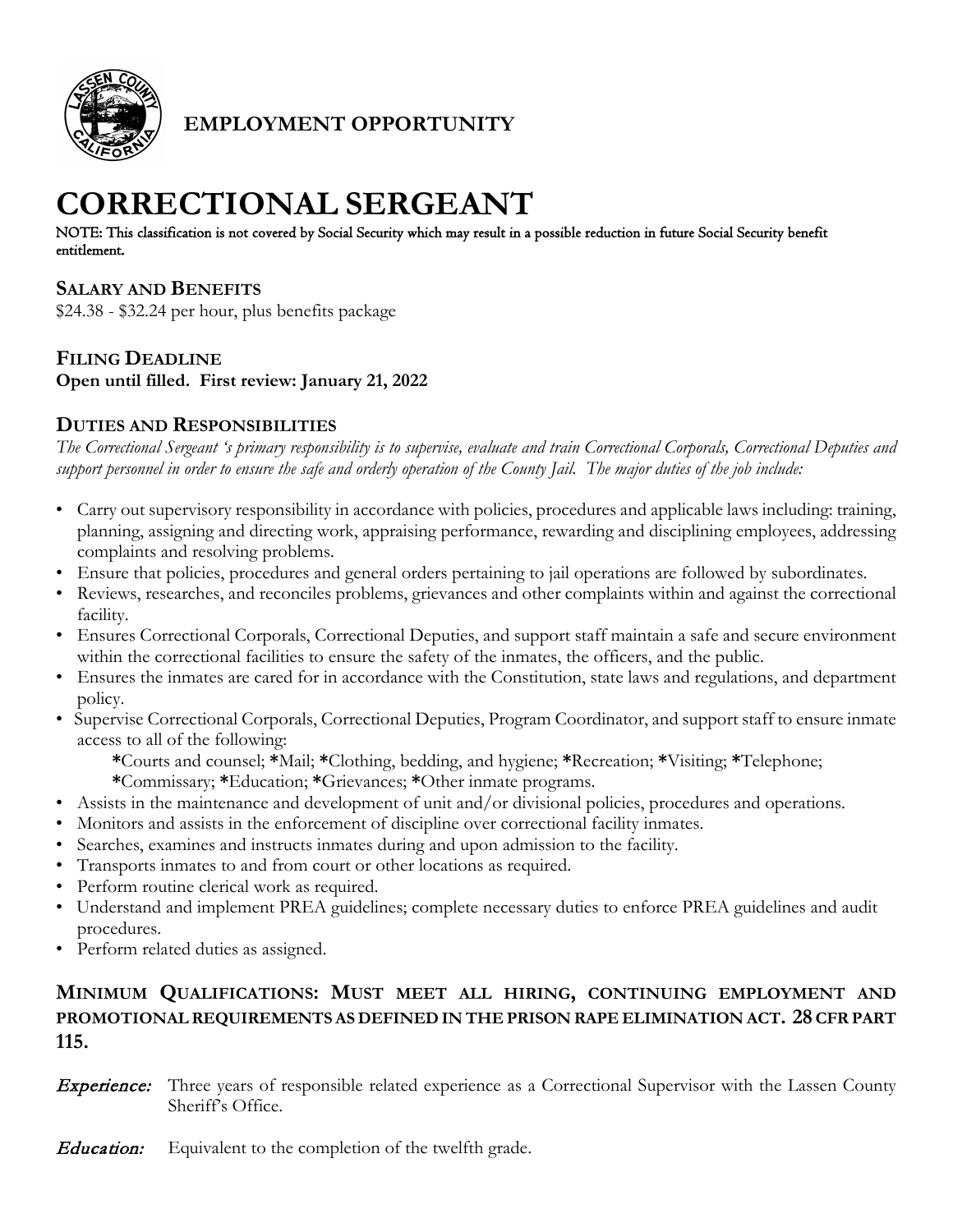**EMPLOYMENT OPPORTUNITY**

# CORRECTIONAL SERGEANT

NOTE: This classification is not covered by Social Security which may result in a possible reduction in future Social Security benefit entitlement.

## SALARY AND BENEFITS

$24.38 - $32.24 per hour, plus benefits package

## FILING DEADLINE

**Open until filled. First review: January 21, 2022**

## DUTIES AND RESPONSIBILITIES

*The Correctional Sergeant 's primary responsibility is to supervise, evaluate and train Correctional Corporals, Correctional Deputies and support personnel in order to ensure the safe and orderly operation of the County Jail. The major duties of the job include:*

- Carry out supervisory responsibility in accordance with policies, procedures and applicable laws including: training, planning, assigning and directing work, appraising performance, rewarding and disciplining employees, addressing complaints and resolving problems.
- Ensure that policies, procedures and general orders pertaining to jail operations are followed by subordinates.
- Reviews, researches, and reconciles problems, grievances and other complaints within and against the correctional facility.
- Ensures Correctional Corporals, Correctional Deputies, and support staff maintain a safe and secure environment within the correctional facilities to ensure the safety of the inmates, the officers, and the public.
- Ensures the inmates are cared for in accordance with the Constitution, state laws and regulations, and department policy.
- Supervise Correctional Corporals, Correctional Deputies, Program Coordinator, and support staff to ensure inmate access to all of the following:
  **\***Courts and counsel; **\***Mail; **\***Clothing, bedding, and hygiene; **\***Recreation; **\***Visiting; **\***Telephone; **\***Commissary; **\***Education; **\***Grievances; **\***Other inmate programs.
- Assists in the maintenance and development of unit and/or divisional policies, procedures and operations.
- Monitors and assists in the enforcement of discipline over correctional facility inmates.
- Searches, examines and instructs inmates during and upon admission to the facility.
- Transports inmates to and from court or other locations as required.
- Perform routine clerical work as required.
- Understand and implement PREA guidelines; complete necessary duties to enforce PREA guidelines and audit procedures.
- Perform related duties as assigned.

## MINIMUM QUALIFICATIONS: MUST MEET ALL HIRING, CONTINUING EMPLOYMENT AND PROMOTIONAL REQUIREMENTS AS DEFINED IN THE PRISON RAPE ELIMINATION ACT. 28 CFR PART 115.

***Experience:*** Three years of responsible related experience as a Correctional Supervisor with the Lassen County Sheriff's Office.

***Education:*** Equivalent to the completion of the twelfth grade.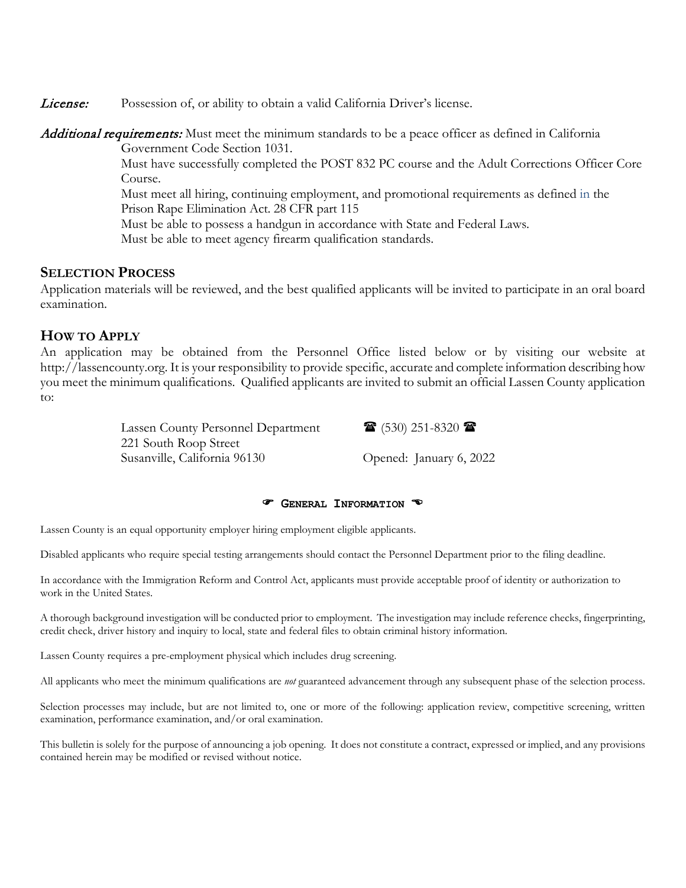*License:* Possession of, or ability to obtain a valid California Driver's license.

*Additional requirements:* Must meet the minimum standards to be a peace officer as defined in California Government Code Section 1031.
Must have successfully completed the POST 832 PC course and the Adult Corrections Officer Core Course.
Must meet all hiring, continuing employment, and promotional requirements as defined in the Prison Rape Elimination Act. 28 CFR part 115
Must be able to possess a handgun in accordance with State and Federal Laws.
Must be able to meet agency firearm qualification standards.

## SELECTION PROCESS

Application materials will be reviewed, and the best qualified applicants will be invited to participate in an oral board examination.

## HOW TO APPLY

An application may be obtained from the Personnel Office listed below or by visiting our website at http://lassencounty.org. It is your responsibility to provide specific, accurate and complete information describing how you meet the minimum qualifications. Qualified applicants are invited to submit an official Lassen County application to:

Lassen County Personnel Department
221 South Roop Street
Susanville, California 96130

☎ (530) 251-8320 ☎

Opened: January 6, 2022

### ☛ GENERAL INFORMATION ☚

Lassen County is an equal opportunity employer hiring employment eligible applicants.

Disabled applicants who require special testing arrangements should contact the Personnel Department prior to the filing deadline.

In accordance with the Immigration Reform and Control Act, applicants must provide acceptable proof of identity or authorization to work in the United States.

A thorough background investigation will be conducted prior to employment. The investigation may include reference checks, fingerprinting, credit check, driver history and inquiry to local, state and federal files to obtain criminal history information.

Lassen County requires a pre-employment physical which includes drug screening.

All applicants who meet the minimum qualifications are *not* guaranteed advancement through any subsequent phase of the selection process.

Selection processes may include, but are not limited to, one or more of the following: application review, competitive screening, written examination, performance examination, and/or oral examination.

This bulletin is solely for the purpose of announcing a job opening. It does not constitute a contract, expressed or implied, and any provisions contained herein may be modified or revised without notice.